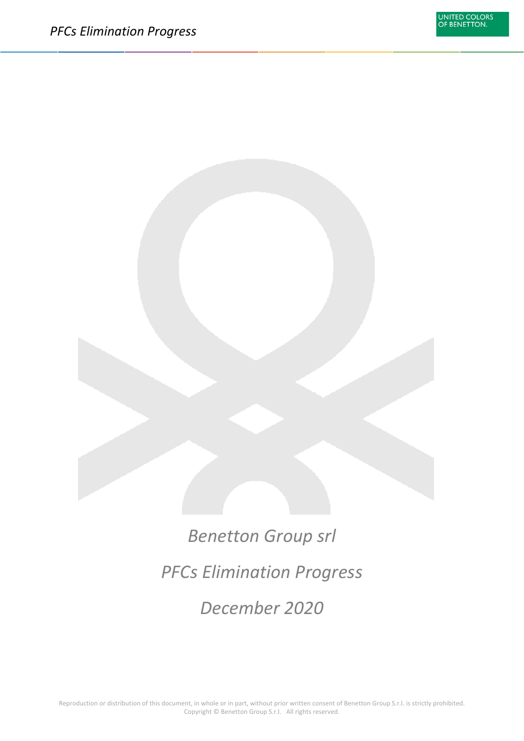*Benetton Group srl*

*PFCs Elimination Progress*

*December 2020*

Reproduction or distribution of this document, in whole or in part, without prior written consent of Benetton Group S.r.l. is strictly prohibited.
Copyright © Benetton Group S.r.l. All rights reserved.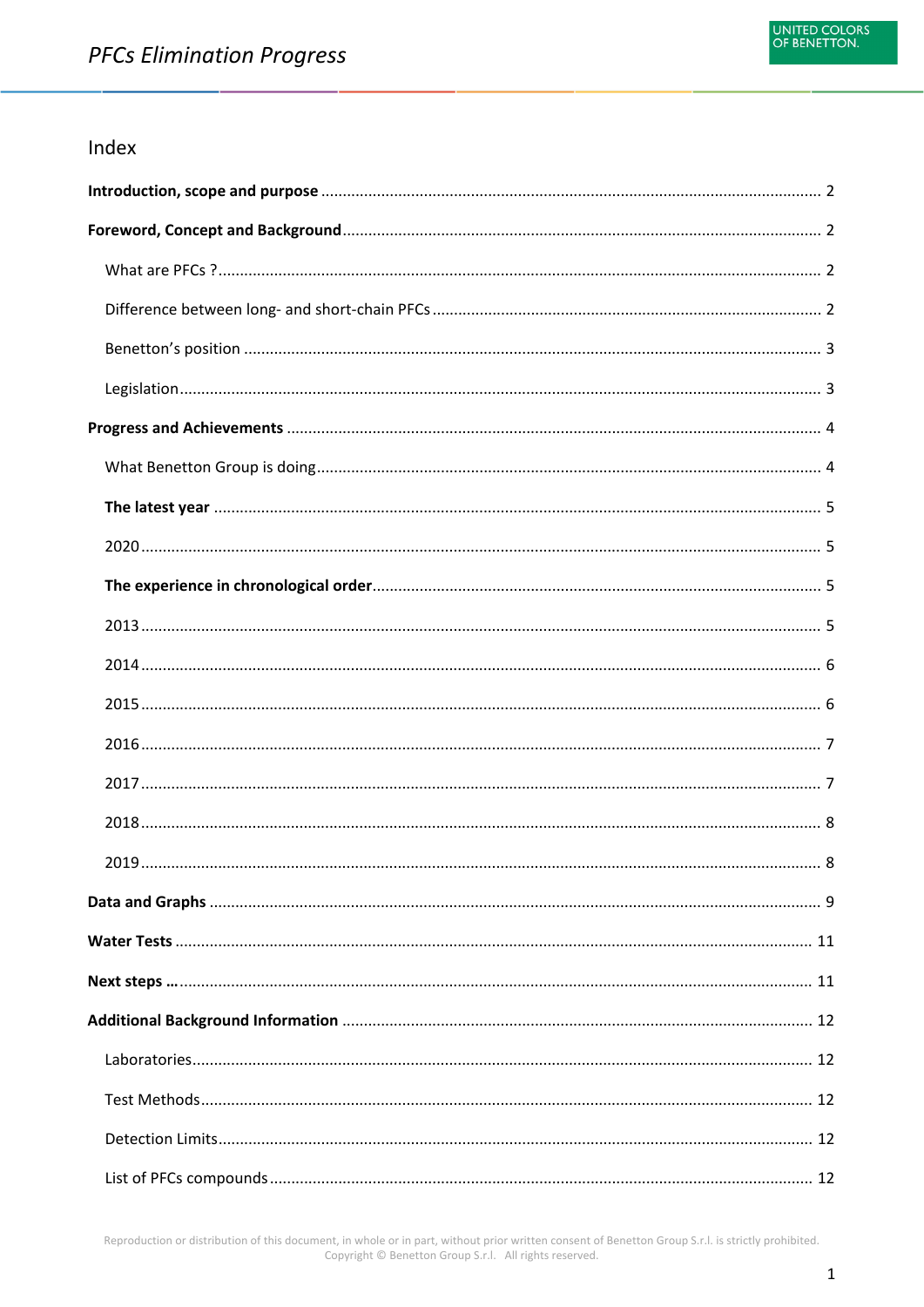## Index

**Introduction, scope and purpose** .......... 2

**Foreword, Concept and Background** .......... 2

What are PFCs ? .......... 2

Difference between long- and short-chain PFCs .......... 2

Benetton's position .......... 3

Legislation .......... 3

**Progress and Achievements** .......... 4

What Benetton Group is doing .......... 4

**The latest year** .......... 5

2020 .......... 5

**The experience in chronological order** .......... 5

2013 .......... 5

2014 .......... 6

2015 .......... 6

2016 .......... 7

2017 .......... 7

2018 .......... 8

2019 .......... 8

**Data and Graphs** .......... 9

**Water Tests** .......... 11

**Next steps …** .......... 11

**Additional Background Information** .......... 12

Laboratories .......... 12

Test Methods .......... 12

Detection Limits .......... 12

List of PFCs compounds .......... 12

Reproduction or distribution of this document, in whole or in part, without prior written consent of Benetton Group S.r.l. is strictly prohibited.
Copyright © Benetton Group S.r.l. All rights reserved.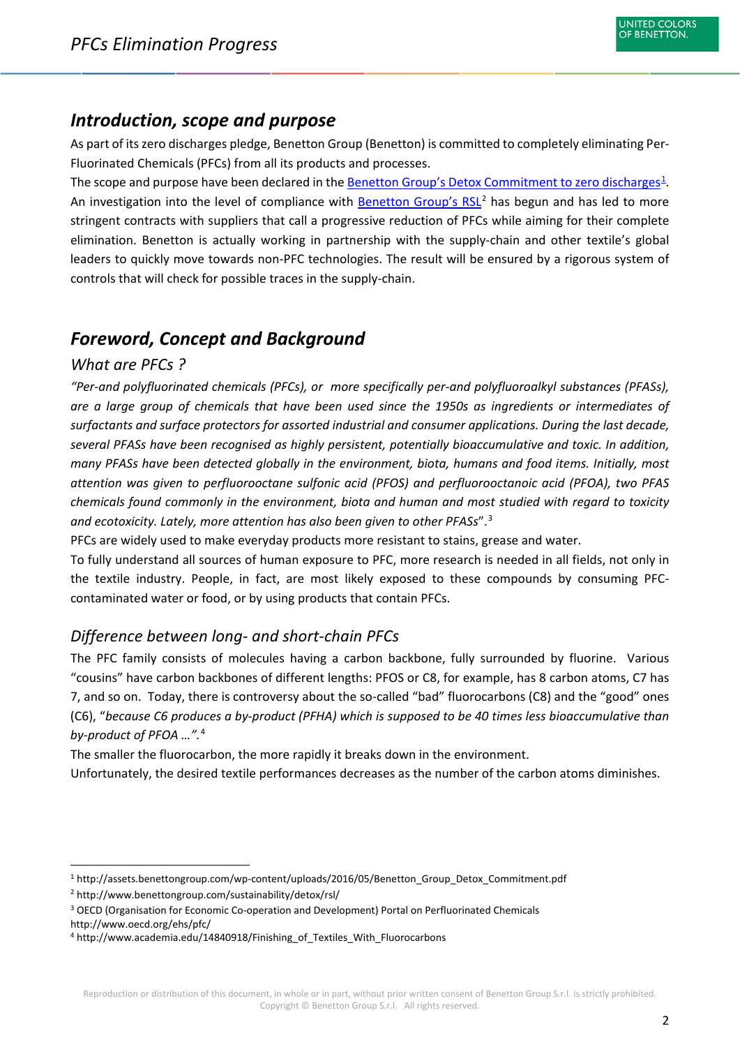## *Introduction, scope and purpose*

As part of its zero discharges pledge, Benetton Group (Benetton) is committed to completely eliminating Per-Fluorinated Chemicals (PFCs) from all its products and processes.

The scope and purpose have been declared in the [Benetton Group's Detox Commitment to zero discharges][1].

An investigation into the level of compliance with [Benetton Group's RSL][2] has begun and has led to more stringent contracts with suppliers that call a progressive reduction of PFCs while aiming for their complete elimination. Benetton is actually working in partnership with the supply-chain and other textile's global leaders to quickly move towards non-PFC technologies. The result will be ensured by a rigorous system of controls that will check for possible traces in the supply-chain.

## *Foreword, Concept and Background*

### *What are PFCs ?*

*"Per-and polyfluorinated chemicals (PFCs), or more specifically per-and polyfluoroalkyl substances (PFASs), are a large group of chemicals that have been used since the 1950s as ingredients or intermediates of surfactants and surface protectors for assorted industrial and consumer applications. During the last decade, several PFASs have been recognised as highly persistent, potentially bioaccumulative and toxic. In addition, many PFASs have been detected globally in the environment, biota, humans and food items. Initially, most attention was given to perfluorooctane sulfonic acid (PFOS) and perfluorooctanoic acid (PFOA), two PFAS chemicals found commonly in the environment, biota and human and most studied with regard to toxicity and ecotoxicity. Lately, more attention has also been given to other PFASs*".[3]

PFCs are widely used to make everyday products more resistant to stains, grease and water.

To fully understand all sources of human exposure to PFC, more research is needed in all fields, not only in the textile industry. People, in fact, are most likely exposed to these compounds by consuming PFC-contaminated water or food, or by using products that contain PFCs.

### *Difference between long- and short-chain PFCs*

The PFC family consists of molecules having a carbon backbone, fully surrounded by fluorine. Various "cousins" have carbon backbones of different lengths: PFOS or C8, for example, has 8 carbon atoms, C7 has 7, and so on. Today, there is controversy about the so-called "bad" fluorocarbons (C8) and the "good" ones (C6), "*because C6 produces a by-product (PFHA) which is supposed to be 40 times less bioaccumulative than by-product of PFOA …*".[4]

The smaller the fluorocarbon, the more rapidly it breaks down in the environment.

Unfortunately, the desired textile performances decreases as the number of the carbon atoms diminishes.

---

[1] http://assets.benettongroup.com/wp-content/uploads/2016/05/Benetton_Group_Detox_Commitment.pdf

[2] http://www.benettongroup.com/sustainability/detox/rsl/

[3] OECD (Organisation for Economic Co-operation and Development) Portal on Perfluorinated Chemicals http://www.oecd.org/ehs/pfc/

[4] http://www.academia.edu/14840918/Finishing_of_Textiles_With_Fluorocarbons

Reproduction or distribution of this document, in whole or in part, without prior written consent of Benetton Group S.r.l. is strictly prohibited.
Copyright © Benetton Group S.r.l. All rights reserved.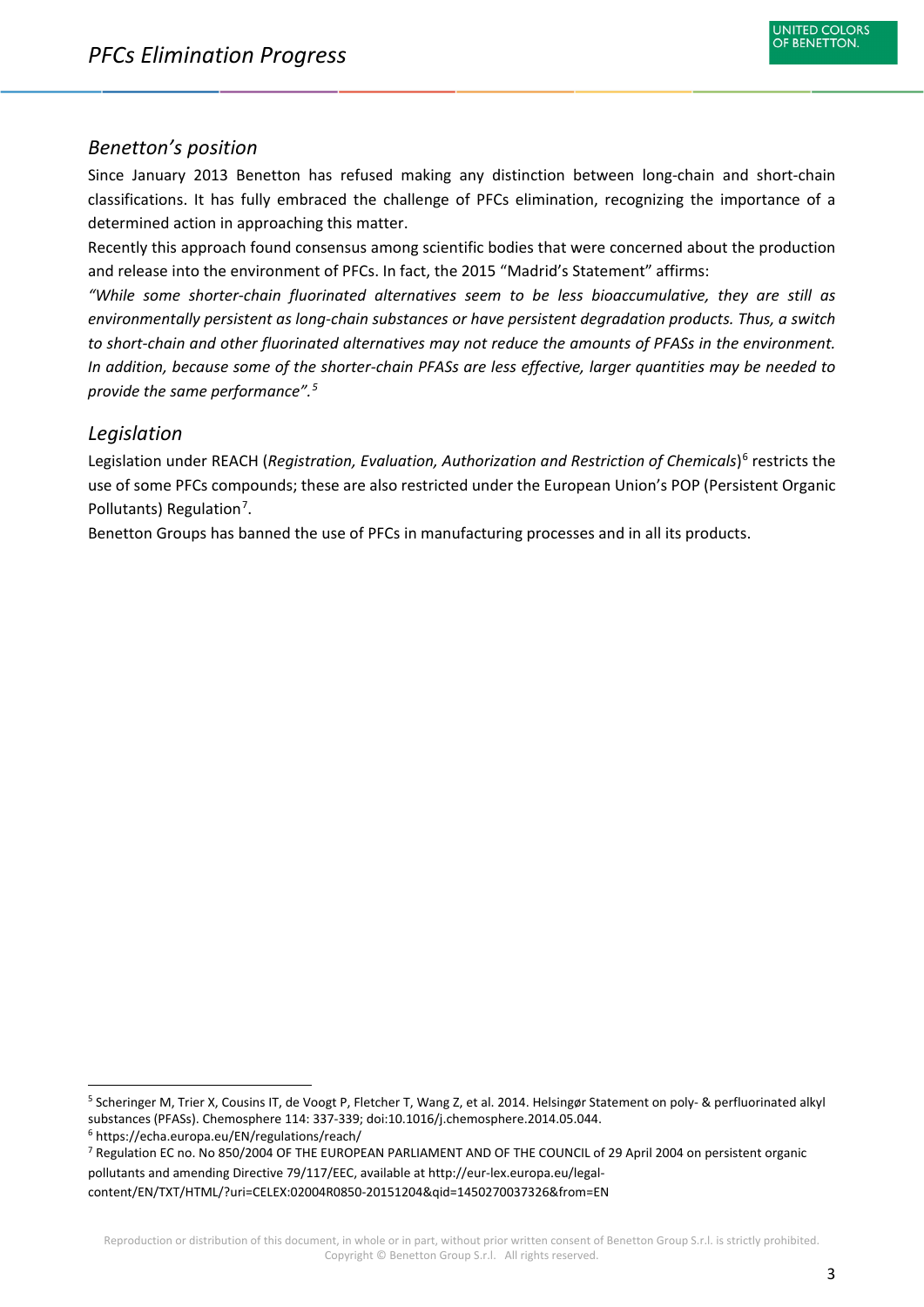## *Benetton's position*

Since January 2013 Benetton has refused making any distinction between long-chain and short-chain classifications. It has fully embraced the challenge of PFCs elimination, recognizing the importance of a determined action in approaching this matter.

Recently this approach found consensus among scientific bodies that were concerned about the production and release into the environment of PFCs. In fact, the 2015 "Madrid's Statement" affirms:

*"While some shorter-chain fluorinated alternatives seem to be less bioaccumulative, they are still as environmentally persistent as long-chain substances or have persistent degradation products. Thus, a switch to short-chain and other fluorinated alternatives may not reduce the amounts of PFASs in the environment. In addition, because some of the shorter-chain PFASs are less effective, larger quantities may be needed to provide the same performance".*[5]

## *Legislation*

Legislation under REACH (*Registration, Evaluation, Authorization and Restriction of Chemicals*)[6] restricts the use of some PFCs compounds; these are also restricted under the European Union's POP (Persistent Organic Pollutants) Regulation[7].

Benetton Groups has banned the use of PFCs in manufacturing processes and in all its products.

---

[5] Scheringer M, Trier X, Cousins IT, de Voogt P, Fletcher T, Wang Z, et al. 2014. Helsingør Statement on poly- & perfluorinated alkyl substances (PFASs). Chemosphere 114: 337-339; doi:10.1016/j.chemosphere.2014.05.044.

[6] https://echa.europa.eu/EN/regulations/reach/

[7] Regulation EC no. No 850/2004 OF THE EUROPEAN PARLIAMENT AND OF THE COUNCIL of 29 April 2004 on persistent organic pollutants and amending Directive 79/117/EEC, available at http://eur-lex.europa.eu/legal-content/EN/TXT/HTML/?uri=CELEX:02004R0850-20151204&qid=1450270037326&from=EN

Reproduction or distribution of this document, in whole or in part, without prior written consent of Benetton Group S.r.l. is strictly prohibited. Copyright © Benetton Group S.r.l. All rights reserved.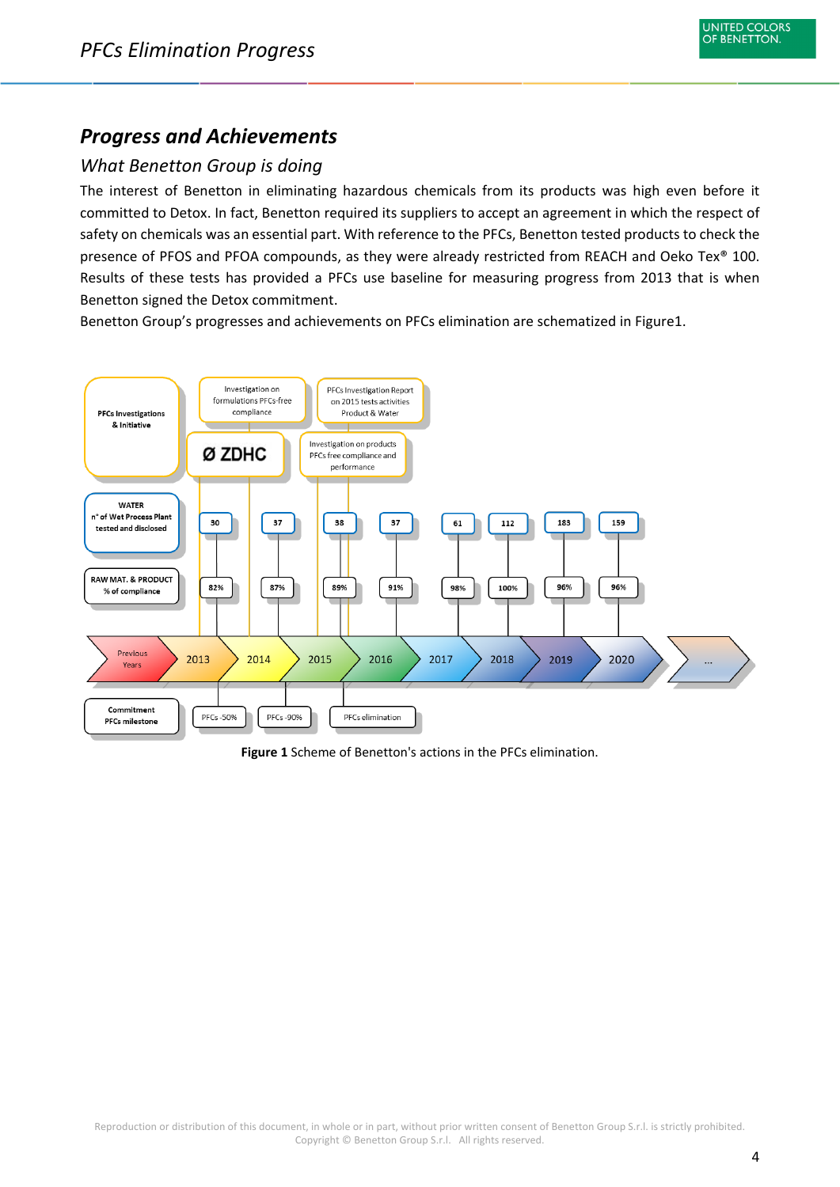## Progress and Achievements

### *What Benetton Group is doing*

The interest of Benetton in eliminating hazardous chemicals from its products was high even before it committed to Detox. In fact, Benetton required its suppliers to accept an agreement in which the respect of safety on chemicals was an essential part. With reference to the PFCs, Benetton tested products to check the presence of PFOS and PFOA compounds, as they were already restricted from REACH and Oeko Tex® 100. Results of these tests has provided a PFCs use baseline for measuring progress from 2013 that is when Benetton signed the Detox commitment.

Benetton Group's progresses and achievements on PFCs elimination are schematized in Figure1.

**PFCs Investigations & Initiative**: Ø ZDHC; Investigation on formulations PFCs-free compliance; Investigation on products PFCs free compliance and performance; PFCs Investigation Report on 2015 tests activities Product & Water

| | Previous Years | 2013 | 2014 | 2015 | 2016 | 2017 | 2018 | 2019 | 2020 | ... |
|---|---|---|---|---|---|---|---|---|---|---|
| WATER n° of Wet Process Plant tested and disclosed | | 30 | 37 | 38 | 37 | 61 | 112 | 183 | 159 | |
| RAW MAT. & PRODUCT % of compliance | | 82% | 87% | 89% | 91% | 98% | 100% | 96% | 96% | |
| Commitment PFCs milestone | | PFCs -50% | PFCs -90% | PFCs elimination | | | | | | |

**Figure 1** Scheme of Benetton's actions in the PFCs elimination.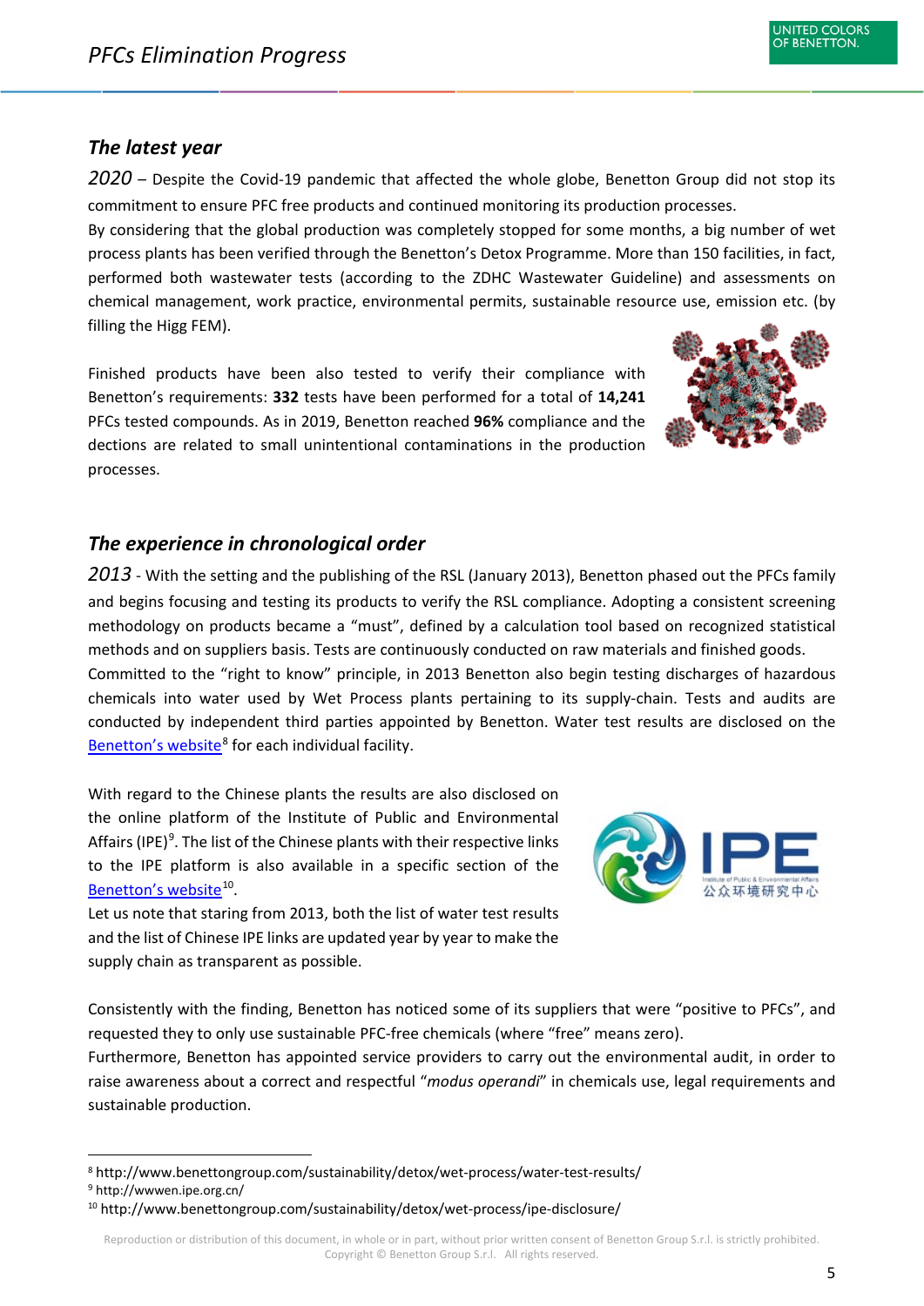## *The latest year*

*2020* – Despite the Covid-19 pandemic that affected the whole globe, Benetton Group did not stop its commitment to ensure PFC free products and continued monitoring its production processes.

By considering that the global production was completely stopped for some months, a big number of wet process plants has been verified through the Benetton's Detox Programme. More than 150 facilities, in fact, performed both wastewater tests (according to the ZDHC Wastewater Guideline) and assessments on chemical management, work practice, environmental permits, sustainable resource use, emission etc. (by filling the Higg FEM).

Finished products have been also tested to verify their compliance with Benetton's requirements: **332** tests have been performed for a total of **14,241** PFCs tested compounds. As in 2019, Benetton reached **96%** compliance and the dections are related to small unintentional contaminations in the production processes.

## *The experience in chronological order*

*2013* - With the setting and the publishing of the RSL (January 2013), Benetton phased out the PFCs family and begins focusing and testing its products to verify the RSL compliance. Adopting a consistent screening methodology on products became a "must", defined by a calculation tool based on recognized statistical methods and on suppliers basis. Tests are continuously conducted on raw materials and finished goods.

Committed to the "right to know" principle, in 2013 Benetton also begin testing discharges of hazardous chemicals into water used by Wet Process plants pertaining to its supply-chain. Tests and audits are conducted by independent third parties appointed by Benetton. Water test results are disclosed on the Benetton's website[8] for each individual facility.

With regard to the Chinese plants the results are also disclosed on the online platform of the Institute of Public and Environmental Affairs (IPE)[9]. The list of the Chinese plants with their respective links to the IPE platform is also available in a specific section of the Benetton's website[10].

Let us note that staring from 2013, both the list of water test results and the list of Chinese IPE links are updated year by year to make the supply chain as transparent as possible.

Consistently with the finding, Benetton has noticed some of its suppliers that were "positive to PFCs", and requested they to only use sustainable PFC-free chemicals (where "free" means zero).

Furthermore, Benetton has appointed service providers to carry out the environmental audit, in order to raise awareness about a correct and respectful "*modus operandi*" in chemicals use, legal requirements and sustainable production.

---

[8] http://www.benettongroup.com/sustainability/detox/wet-process/water-test-results/

[9] http://wwwen.ipe.org.cn/

[10] http://www.benettongroup.com/sustainability/detox/wet-process/ipe-disclosure/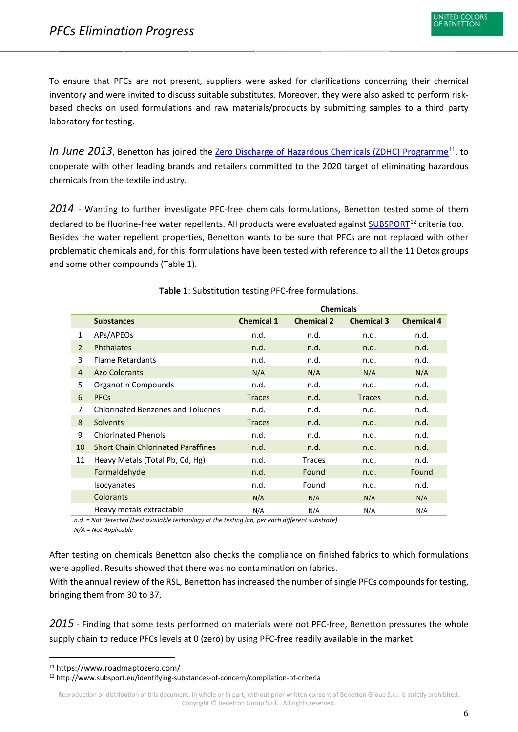To ensure that PFCs are not present, suppliers were asked for clarifications concerning their chemical inventory and were invited to discuss suitable substitutes. Moreover, they were also asked to perform risk-based checks on used formulations and raw materials/products by submitting samples to a third party laboratory for testing.

*In June 2013*, Benetton has joined the [Zero Discharge of Hazardous Chemicals (ZDHC) Programme](https://www.roadmaptozero.com/)[11], to cooperate with other leading brands and retailers committed to the 2020 target of eliminating hazardous chemicals from the textile industry.

*2014* - Wanting to further investigate PFC-free chemicals formulations, Benetton tested some of them declared to be fluorine-free water repellents. All products were evaluated against [SUBSPORT](http://www.subsport.eu/identifying-substances-of-concern/compilation-of-criteria)[12] criteria too. Besides the water repellent properties, Benetton wants to be sure that PFCs are not replaced with other problematic chemicals and, for this, formulations have been tested with reference to all the 11 Detox groups and some other compounds (Table 1).

**Table 1**: Substitution testing PFC-free formulations.

| | | Chemicals | | | |
|---|---|---|---|---|---|
| | **Substances** | **Chemical 1** | **Chemical 2** | **Chemical 3** | **Chemical 4** |
| 1 | APs/APEOs | n.d. | n.d. | n.d. | n.d. |
| 2 | Phthalates | n.d. | n.d. | n.d. | n.d. |
| 3 | Flame Retardants | n.d. | n.d. | n.d. | n.d. |
| 4 | Azo Colorants | N/A | N/A | N/A | N/A |
| 5 | Organotin Compounds | n.d. | n.d. | n.d. | n.d. |
| 6 | PFCs | Traces | n.d. | Traces | n.d. |
| 7 | Chlorinated Benzenes and Toluenes | n.d. | n.d. | n.d. | n.d. |
| 8 | Solvents | Traces | n.d. | n.d. | n.d. |
| 9 | Chlorinated Phenols | n.d. | n.d. | n.d. | n.d. |
| 10 | Short Chain Chlorinated Paraffines | n.d. | n.d. | n.d. | n.d. |
| 11 | Heavy Metals (Total Pb, Cd, Hg) | n.d. | Traces | n.d. | n.d. |
| | Formaldehyde | n.d. | Found | n.d. | Found |
| | Isocyanates | n.d. | Found | n.d. | n.d. |
| | Colorants | N/A | N/A | N/A | N/A |
| | Heavy metals extractable | N/A | N/A | N/A | N/A |

*n.d. = Not Detected (best available technology at the testing lab, per each different substrate)*
*N/A = Not Applicable*

After testing on chemicals Benetton also checks the compliance on finished fabrics to which formulations were applied. Results showed that there was no contamination on fabrics.
With the annual review of the RSL, Benetton has increased the number of single PFCs compounds for testing, bringing them from 30 to 37.

*2015* - Finding that some tests performed on materials were not PFC-free, Benetton pressures the whole supply chain to reduce PFCs levels at 0 (zero) by using PFC-free readily available in the market.

[11] https://www.roadmaptozero.com/
[12] http://www.subsport.eu/identifying-substances-of-concern/compilation-of-criteria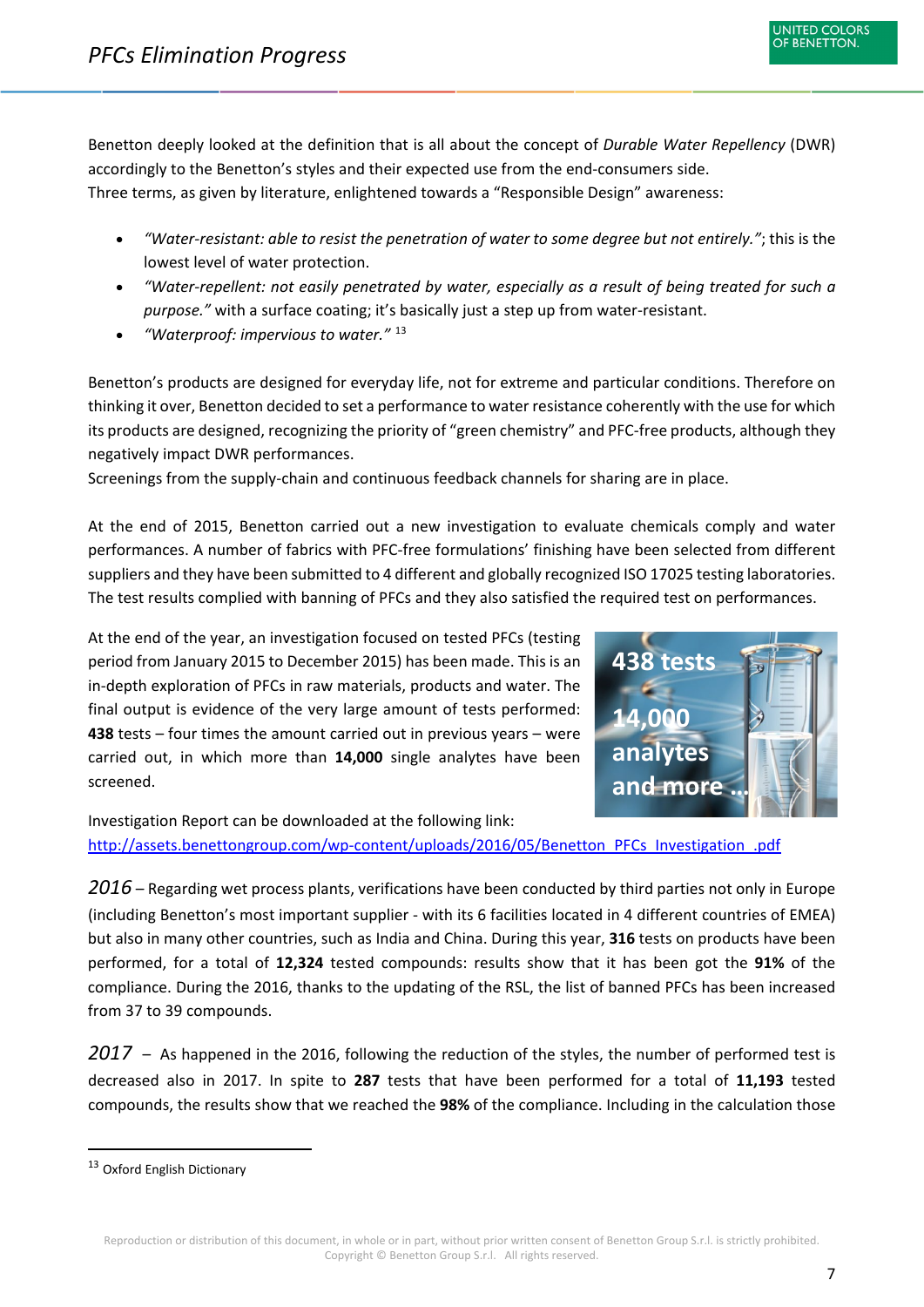Benetton deeply looked at the definition that is all about the concept of *Durable Water Repellency* (DWR) accordingly to the Benetton's styles and their expected use from the end-consumers side.
Three terms, as given by literature, enlightened towards a "Responsible Design" awareness:

- *"Water-resistant: able to resist the penetration of water to some degree but not entirely."*; this is the lowest level of water protection.
- *"Water-repellent: not easily penetrated by water, especially as a result of being treated for such a purpose."* with a surface coating; it's basically just a step up from water-resistant.
- *"Waterproof: impervious to water."* [13]

Benetton's products are designed for everyday life, not for extreme and particular conditions. Therefore on thinking it over, Benetton decided to set a performance to water resistance coherently with the use for which its products are designed, recognizing the priority of "green chemistry" and PFC-free products, although they negatively impact DWR performances.
Screenings from the supply-chain and continuous feedback channels for sharing are in place.

At the end of 2015, Benetton carried out a new investigation to evaluate chemicals comply and water performances. A number of fabrics with PFC-free formulations' finishing have been selected from different suppliers and they have been submitted to 4 different and globally recognized ISO 17025 testing laboratories. The test results complied with banning of PFCs and they also satisfied the required test on performances.

At the end of the year, an investigation focused on tested PFCs (testing period from January 2015 to December 2015) has been made. This is an in-depth exploration of PFCs in raw materials, products and water. The final output is evidence of the very large amount of tests performed: **438** tests – four times the amount carried out in previous years – were carried out, in which more than **14,000** single analytes have been screened.

438 tests

14,000 analytes and more ...

Investigation Report can be downloaded at the following link:
http://assets.benettongroup.com/wp-content/uploads/2016/05/Benetton_PFCs_Investigation_.pdf

*2016* – Regarding wet process plants, verifications have been conducted by third parties not only in Europe (including Benetton's most important supplier - with its 6 facilities located in 4 different countries of EMEA) but also in many other countries, such as India and China. During this year, **316** tests on products have been performed, for a total of **12,324** tested compounds: results show that it has been got the **91%** of the compliance. During the 2016, thanks to the updating of the RSL, the list of banned PFCs has been increased from 37 to 39 compounds.

*2017* – As happened in the 2016, following the reduction of the styles, the number of performed test is decreased also in 2017. In spite to **287** tests that have been performed for a total of **11,193** tested compounds, the results show that we reached the **98%** of the compliance. Including in the calculation those

[13] Oxford English Dictionary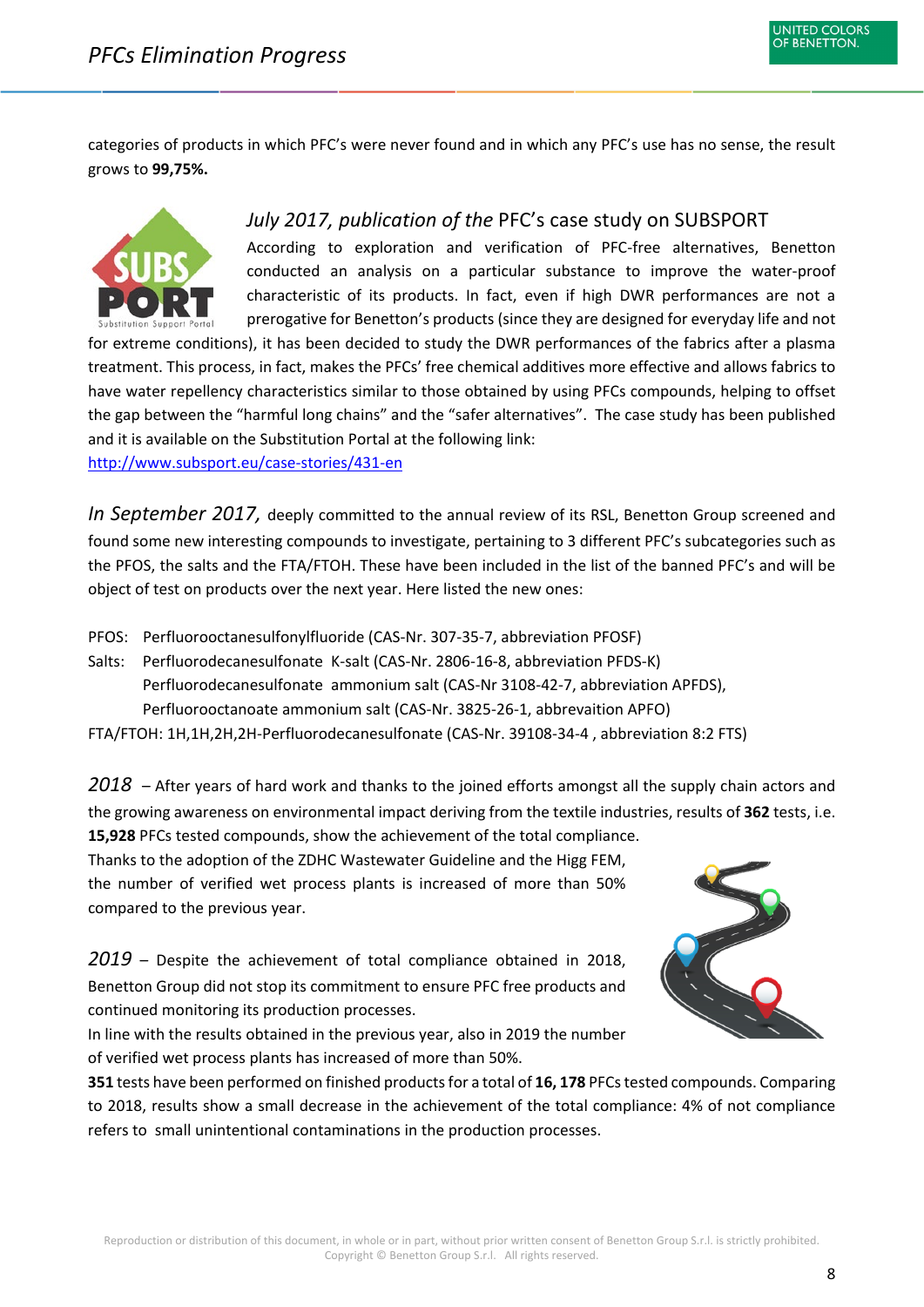categories of products in which PFC's were never found and in which any PFC's use has no sense, the result grows to **99,75%.**

### *July 2017, publication of the* PFC's case study on SUBSPORT

According to exploration and verification of PFC-free alternatives, Benetton conducted an analysis on a particular substance to improve the water-proof characteristic of its products. In fact, even if high DWR performances are not a prerogative for Benetton's products (since they are designed for everyday life and not for extreme conditions), it has been decided to study the DWR performances of the fabrics after a plasma treatment. This process, in fact, makes the PFCs' free chemical additives more effective and allows fabrics to have water repellency characteristics similar to those obtained by using PFCs compounds, helping to offset the gap between the "harmful long chains" and the "safer alternatives". The case study has been published and it is available on the Substitution Portal at the following link:
http://www.subsport.eu/case-stories/431-en

*In September 2017,* deeply committed to the annual review of its RSL, Benetton Group screened and found some new interesting compounds to investigate, pertaining to 3 different PFC's subcategories such as the PFOS, the salts and the FTA/FTOH. These have been included in the list of the banned PFC's and will be object of test on products over the next year. Here listed the new ones:

PFOS: Perfluorooctanesulfonylfluoride (CAS-Nr. 307-35-7, abbreviation PFOSF)
Salts: Perfluorodecanesulfonate K-salt (CAS-Nr. 2806-16-8, abbreviation PFDS-K)
Perfluorodecanesulfonate ammonium salt (CAS-Nr 3108-42-7, abbreviation APFDS),
Perfluorooctanoate ammonium salt (CAS-Nr. 3825-26-1, abbrevaition APFO)
FTA/FTOH: 1H,1H,2H,2H-Perfluorodecanesulfonate (CAS-Nr. 39108-34-4 , abbreviation 8:2 FTS)

*2018* – After years of hard work and thanks to the joined efforts amongst all the supply chain actors and the growing awareness on environmental impact deriving from the textile industries, results of **362** tests, i.e. **15,928** PFCs tested compounds, show the achievement of the total compliance.
Thanks to the adoption of the ZDHC Wastewater Guideline and the Higg FEM, the number of verified wet process plants is increased of more than 50% compared to the previous year.

*2019* – Despite the achievement of total compliance obtained in 2018, Benetton Group did not stop its commitment to ensure PFC free products and continued monitoring its production processes.
In line with the results obtained in the previous year, also in 2019 the number of verified wet process plants has increased of more than 50%.
**351** tests have been performed on finished products for a total of **16, 178** PFCs tested compounds. Comparing to 2018, results show a small decrease in the achievement of the total compliance: 4% of not compliance refers to small unintentional contaminations in the production processes.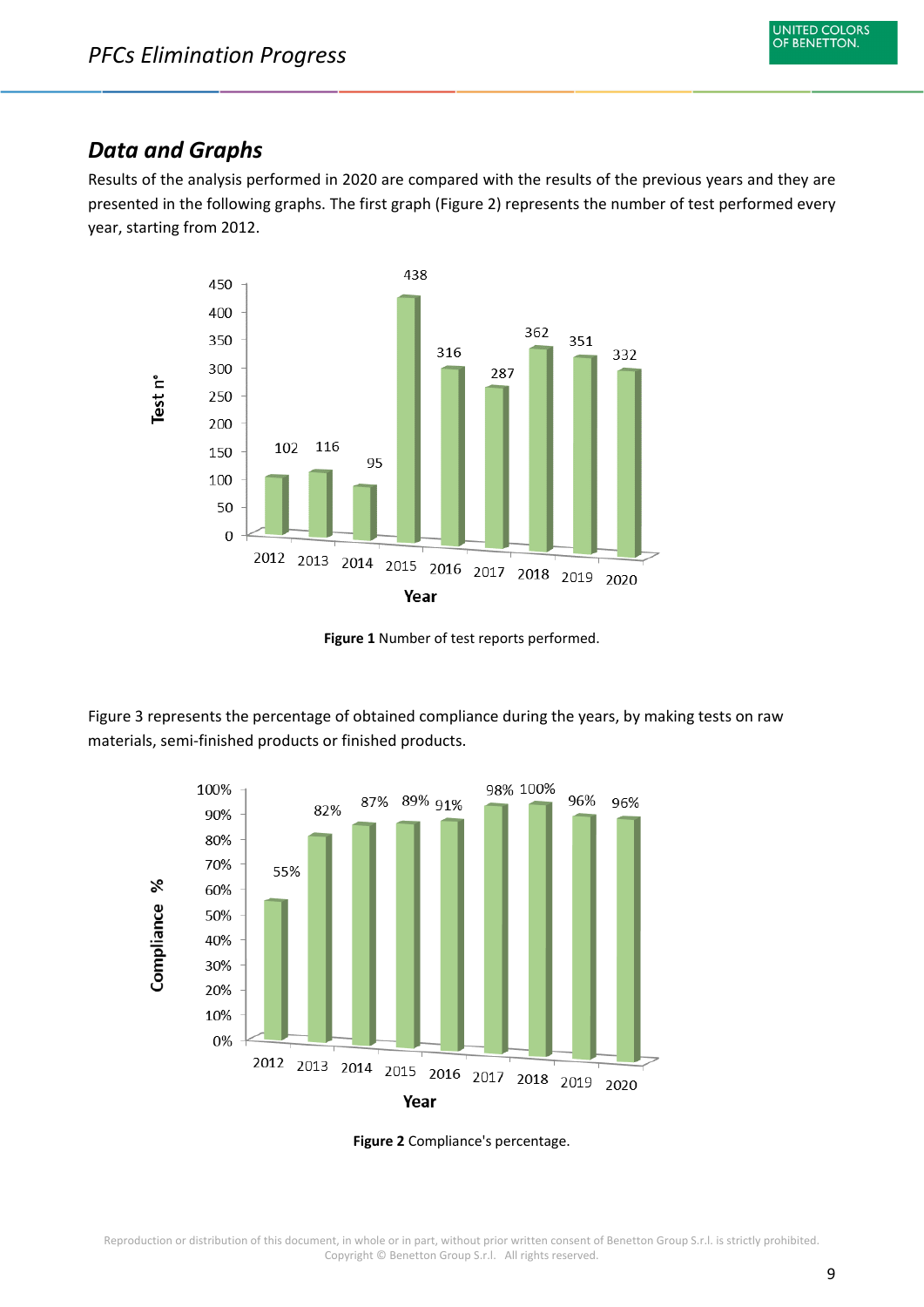## Data and Graphs

Results of the analysis performed in 2020 are compared with the results of the previous years and they are presented in the following graphs. The first graph (Figure 2) represents the number of test performed every year, starting from 2012.

| Year | Test n° |
| --- | --- |
| 2012 | 102 |
| 2013 | 116 |
| 2014 | 95 |
| 2015 | 438 |
| 2016 | 316 |
| 2017 | 287 |
| 2018 | 362 |
| 2019 | 351 |
| 2020 | 332 |

**Figure 1** Number of test reports performed.

Figure 3 represents the percentage of obtained compliance during the years, by making tests on raw materials, semi-finished products or finished products.

| Year | Compliance % |
| --- | --- |
| 2012 | 55% |
| 2013 | 82% |
| 2014 | 87% |
| 2015 | 89% |
| 2016 | 91% |
| 2017 | 98% |
| 2018 | 100% |
| 2019 | 96% |
| 2020 | 96% |

**Figure 2** Compliance's percentage.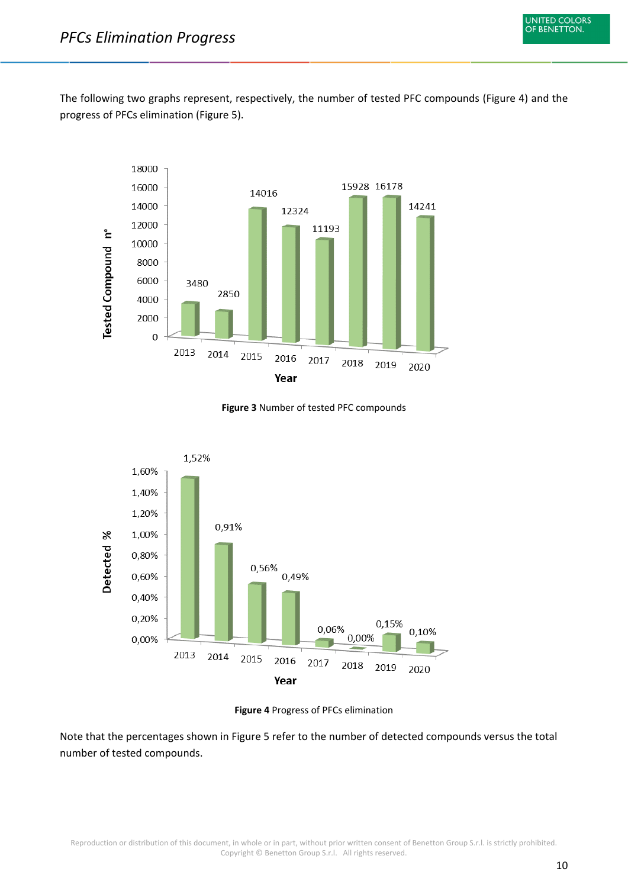# PFCs Elimination Progress

The following two graphs represent, respectively, the number of tested PFC compounds (Figure 4) and the progress of PFCs elimination (Figure 5).

| Year | Tested Compound n° |
| --- | --- |
| 2013 | 3480 |
| 2014 | 2850 |
| 2015 | 14016 |
| 2016 | 12324 |
| 2017 | 11193 |
| 2018 | 15928 |
| 2019 | 16178 |
| 2020 | 14241 |

**Figure 3** Number of tested PFC compounds

| Year | Detected % |
| --- | --- |
| 2013 | 1,52% |
| 2014 | 0,91% |
| 2015 | 0,56% |
| 2016 | 0,49% |
| 2017 | 0,06% |
| 2018 | 0,00% |
| 2019 | 0,15% |
| 2020 | 0,10% |

**Figure 4** Progress of PFCs elimination

Note that the percentages shown in Figure 5 refer to the number of detected compounds versus the total number of tested compounds.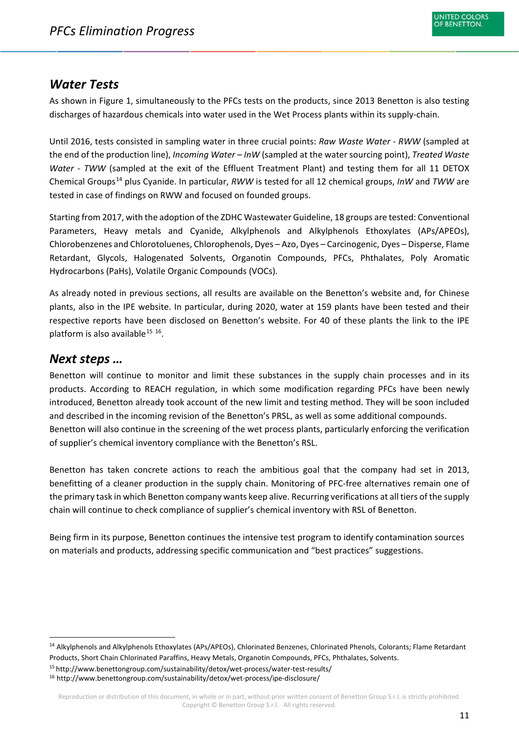## *Water Tests*

As shown in Figure 1, simultaneously to the PFCs tests on the products, since 2013 Benetton is also testing discharges of hazardous chemicals into water used in the Wet Process plants within its supply-chain.

Until 2016, tests consisted in sampling water in three crucial points: *Raw Waste Water - RWW* (sampled at the end of the production line), *Incoming Water – InW* (sampled at the water sourcing point), *Treated Waste Water - TWW* (sampled at the exit of the Effluent Treatment Plant) and testing them for all 11 DETOX Chemical Groups[14] plus Cyanide. In particular, *RWW* is tested for all 12 chemical groups, *InW* and *TWW* are tested in case of findings on RWW and focused on founded groups.

Starting from 2017, with the adoption of the ZDHC Wastewater Guideline, 18 groups are tested: Conventional Parameters, Heavy metals and Cyanide, Alkylphenols and Alkylphenols Ethoxylates (APs/APEOs), Chlorobenzenes and Chlorotoluenes, Chlorophenols, Dyes – Azo, Dyes – Carcinogenic, Dyes – Disperse, Flame Retardant, Glycols, Halogenated Solvents, Organotin Compounds, PFCs, Phthalates, Poly Aromatic Hydrocarbons (PaHs), Volatile Organic Compounds (VOCs).

As already noted in previous sections, all results are available on the Benetton's website and, for Chinese plants, also in the IPE website. In particular, during 2020, water at 159 plants have been tested and their respective reports have been disclosed on Benetton's website. For 40 of these plants the link to the IPE platform is also available[15] [16].

## *Next steps …*

Benetton will continue to monitor and limit these substances in the supply chain processes and in its products. According to REACH regulation, in which some modification regarding PFCs have been newly introduced, Benetton already took account of the new limit and testing method. They will be soon included and described in the incoming revision of the Benetton's PRSL, as well as some additional compounds.
Benetton will also continue in the screening of the wet process plants, particularly enforcing the verification of supplier's chemical inventory compliance with the Benetton's RSL.

Benetton has taken concrete actions to reach the ambitious goal that the company had set in 2013, benefitting of a cleaner production in the supply chain. Monitoring of PFC-free alternatives remain one of the primary task in which Benetton company wants keep alive. Recurring verifications at all tiers of the supply chain will continue to check compliance of supplier's chemical inventory with RSL of Benetton.

Being firm in its purpose, Benetton continues the intensive test program to identify contamination sources on materials and products, addressing specific communication and "best practices" suggestions.

---

[14] Alkylphenols and Alkylphenols Ethoxylates (APs/APEOs), Chlorinated Benzenes, Chlorinated Phenols, Colorants; Flame Retardant Products, Short Chain Chlorinated Paraffins, Heavy Metals, Organotin Compounds, PFCs, Phthalates, Solvents.

[15] http://www.benettongroup.com/sustainability/detox/wet-process/water-test-results/

[16] http://www.benettongroup.com/sustainability/detox/wet-process/ipe-disclosure/

Reproduction or distribution of this document, in whole or in part, without prior written consent of Benetton Group S.r.l. is strictly prohibited. Copyright © Benetton Group S.r.l. All rights reserved.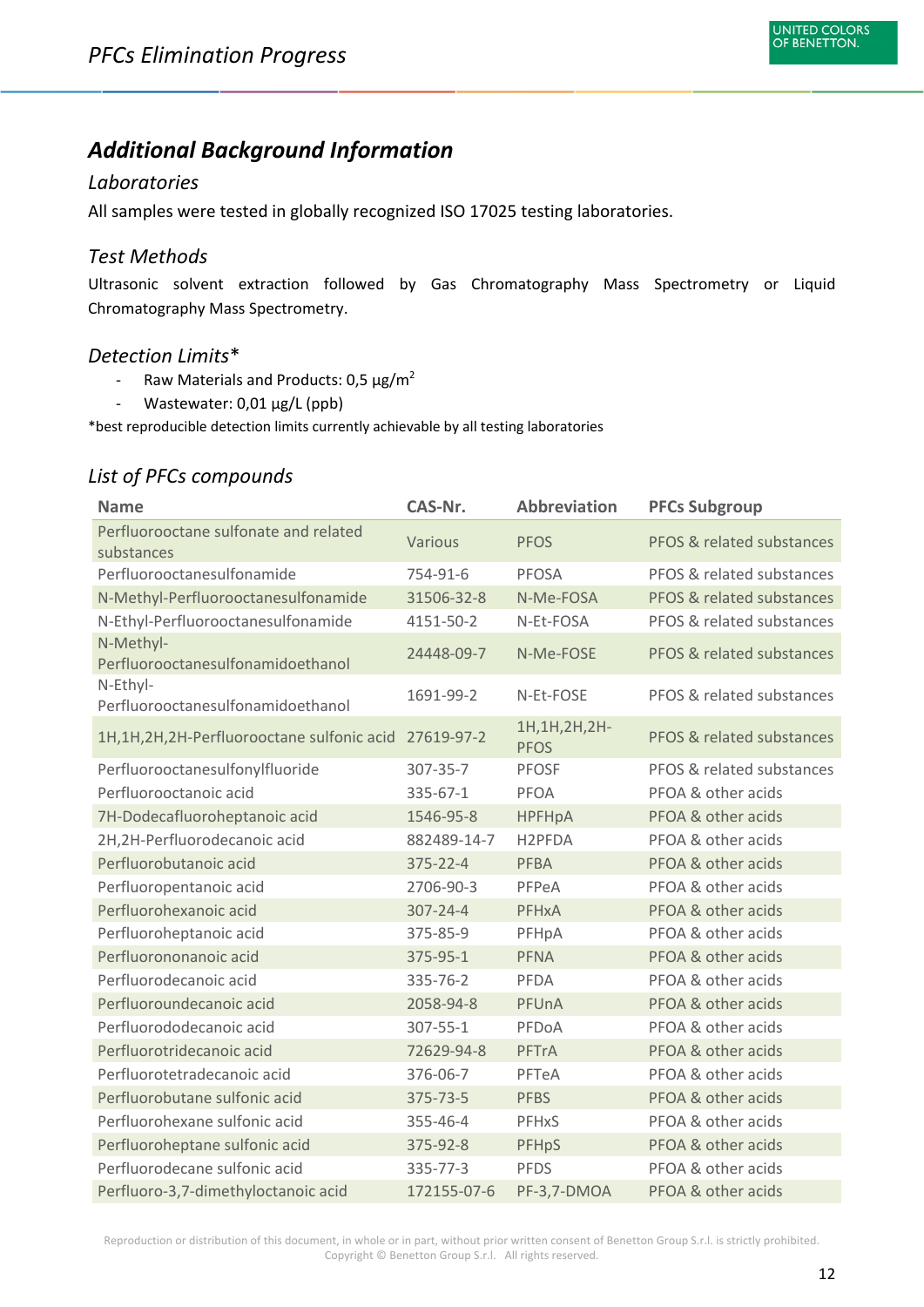## Additional Background Information

### Laboratories

All samples were tested in globally recognized ISO 17025 testing laboratories.

### Test Methods

Ultrasonic solvent extraction followed by Gas Chromatography Mass Spectrometry or Liquid Chromatography Mass Spectrometry.

### Detection Limits*

- Raw Materials and Products: 0,5 µg/m$^2$
- Wastewater: 0,01 µg/L (ppb)

*best reproducible detection limits currently achievable by all testing laboratories

### List of PFCs compounds

| Name | CAS-Nr. | Abbreviation | PFCs Subgroup |
|---|---|---|---|
| Perfluorooctane sulfonate and related substances | Various | PFOS | PFOS & related substances |
| Perfluorooctanesulfonamide | 754-91-6 | PFOSA | PFOS & related substances |
| N-Methyl-Perfluorooctanesulfonamide | 31506-32-8 | N-Me-FOSA | PFOS & related substances |
| N-Ethyl-Perfluorooctanesulfonamide | 4151-50-2 | N-Et-FOSA | PFOS & related substances |
| N-Methyl-Perfluorooctanesulfonamidoethanol | 24448-09-7 | N-Me-FOSE | PFOS & related substances |
| N-Ethyl-Perfluorooctanesulfonamidoethanol | 1691-99-2 | N-Et-FOSE | PFOS & related substances |
| 1H,1H,2H,2H-Perfluorooctane sulfonic acid | 27619-97-2 | 1H,1H,2H,2H-PFOS | PFOS & related substances |
| Perfluorooctanesulfonylfluoride | 307-35-7 | PFOSF | PFOS & related substances |
| Perfluorooctanoic acid | 335-67-1 | PFOA | PFOA & other acids |
| 7H-Dodecafluoroheptanoic acid | 1546-95-8 | HPFHpA | PFOA & other acids |
| 2H,2H-Perfluorodecanoic acid | 882489-14-7 | H2PFDA | PFOA & other acids |
| Perfluorobutanoic acid | 375-22-4 | PFBA | PFOA & other acids |
| Perfluoropentanoic acid | 2706-90-3 | PFPeA | PFOA & other acids |
| Perfluorohexanoic acid | 307-24-4 | PFHxA | PFOA & other acids |
| Perfluoroheptanoic acid | 375-85-9 | PFHpA | PFOA & other acids |
| Perfluorononanoic acid | 375-95-1 | PFNA | PFOA & other acids |
| Perfluorodecanoic acid | 335-76-2 | PFDA | PFOA & other acids |
| Perfluoroundecanoic acid | 2058-94-8 | PFUnA | PFOA & other acids |
| Perfluorododecanoic acid | 307-55-1 | PFDoA | PFOA & other acids |
| Perfluorotridecanoic acid | 72629-94-8 | PFTrA | PFOA & other acids |
| Perfluorotetradecanoic acid | 376-06-7 | PFTeA | PFOA & other acids |
| Perfluorobutane sulfonic acid | 375-73-5 | PFBS | PFOA & other acids |
| Perfluorohexane sulfonic acid | 355-46-4 | PFHxS | PFOA & other acids |
| Perfluoroheptane sulfonic acid | 375-92-8 | PFHpS | PFOA & other acids |
| Perfluorodecane sulfonic acid | 335-77-3 | PFDS | PFOA & other acids |
| Perfluoro-3,7-dimethyloctanoic acid | 172155-07-6 | PF-3,7-DMOA | PFOA & other acids |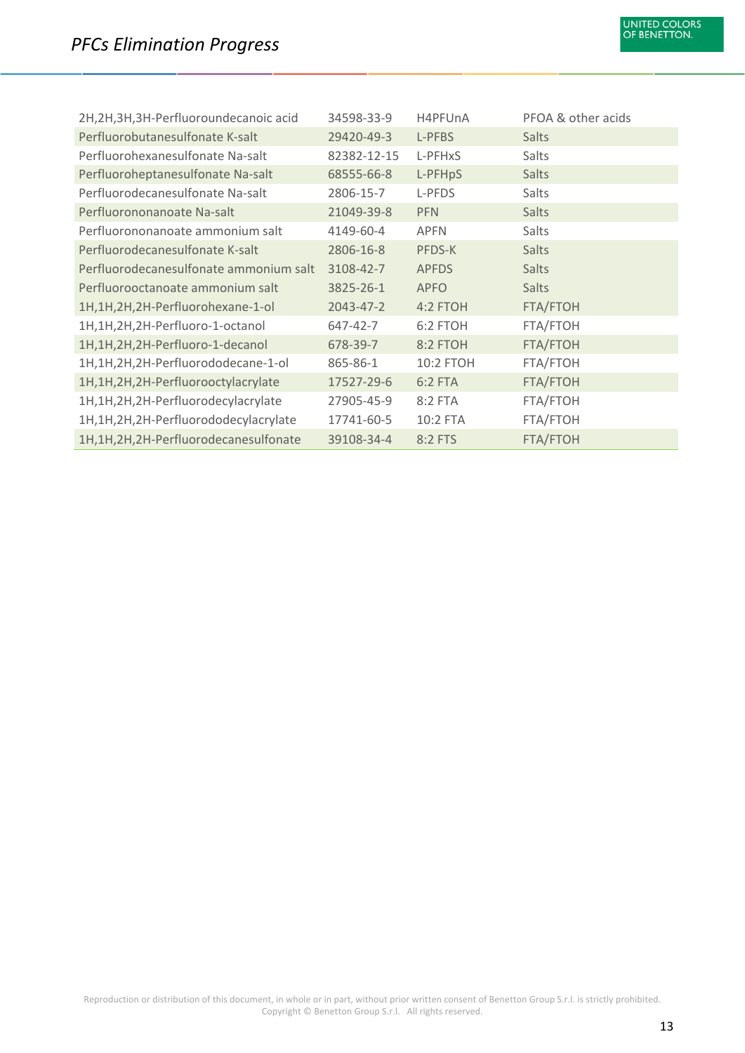| | | | |
|---|---|---|---|
| 2H,2H,3H,3H-Perfluoroundecanoic acid | 34598-33-9 | H4PFUnA | PFOA & other acids |
| Perfluorobutanesulfonate K-salt | 29420-49-3 | L-PFBS | Salts |
| Perfluorohexanesulfonate Na-salt | 82382-12-15 | L-PFHxS | Salts |
| Perfluoroheptanesulfonate Na-salt | 68555-66-8 | L-PFHpS | Salts |
| Perfluorodecanesulfonate Na-salt | 2806-15-7 | L-PFDS | Salts |
| Perfluorononanoate Na-salt | 21049-39-8 | PFN | Salts |
| Perfluorononanoate ammonium salt | 4149-60-4 | APFN | Salts |
| Perfluorodecanesulfonate K-salt | 2806-16-8 | PFDS-K | Salts |
| Perfluorodecanesulfonate ammonium salt | 3108-42-7 | APFDS | Salts |
| Perfluorooctanoate ammonium salt | 3825-26-1 | APFO | Salts |
| 1H,1H,2H,2H-Perfluorohexane-1-ol | 2043-47-2 | 4:2 FTOH | FTA/FTOH |
| 1H,1H,2H,2H-Perfluoro-1-octanol | 647-42-7 | 6:2 FTOH | FTA/FTOH |
| 1H,1H,2H,2H-Perfluoro-1-decanol | 678-39-7 | 8:2 FTOH | FTA/FTOH |
| 1H,1H,2H,2H-Perfluorododecane-1-ol | 865-86-1 | 10:2 FTOH | FTA/FTOH |
| 1H,1H,2H,2H-Perfluorooctylacrylate | 17527-29-6 | 6:2 FTA | FTA/FTOH |
| 1H,1H,2H,2H-Perfluorodecylacrylate | 27905-45-9 | 8:2 FTA | FTA/FTOH |
| 1H,1H,2H,2H-Perfluorododecylacrylate | 17741-60-5 | 10:2 FTA | FTA/FTOH |
| 1H,1H,2H,2H-Perfluorodecanesulfonate | 39108-34-4 | 8:2 FTS | FTA/FTOH |